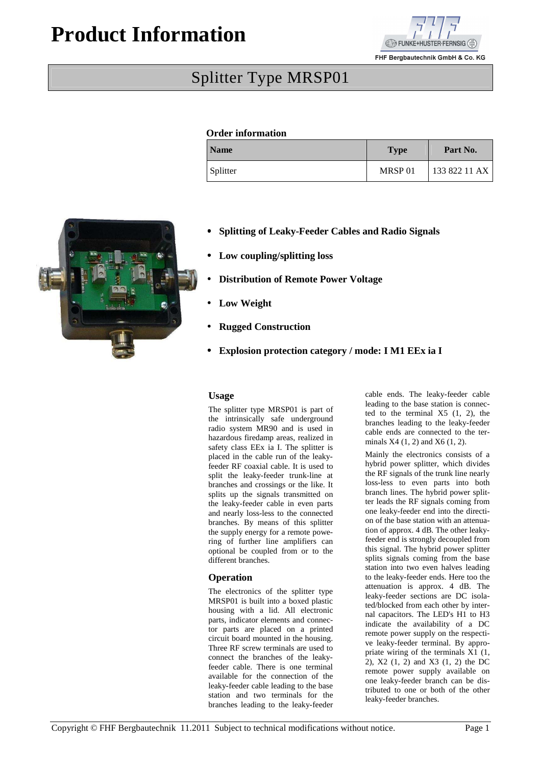# Product Information

FHF Bergbautechnik GmbH & Co. KG

## Splitter Type MRSP01

**Order information**

| Name | Type | Part No. |
|---|---|---|
| Splitter | MRSP 01 | 133 822 11 AX |

- **Splitting of Leaky-Feeder Cables and Radio Signals**
- **Low coupling/splitting loss**
- **Distribution of Remote Power Voltage**
- **Low Weight**
- **Rugged Construction**
- **Explosion protection category / mode: I M1 EEx ia I**

### Usage

The splitter type MRSP01 is part of the intrinsically safe underground radio system MR90 and is used in hazardous firedamp areas, realized in safety class EEx ia I. The splitter is placed in the cable run of the leaky-feeder RF coaxial cable. It is used to split the leaky-feeder trunk-line at branches and crossings or the like. It splits up the signals transmitted on the leaky-feeder cable in even parts and nearly loss-less to the connected branches. By means of this splitter the supply energy for a remote powering of further line amplifiers can optional be coupled from or to the different branches.

### Operation

The electronics of the splitter type MRSP01 is built into a boxed plastic housing with a lid. All electronic parts, indicator elements and connector parts are placed on a printed circuit board mounted in the housing. Three RF screw terminals are used to connect the branches of the leaky-feeder cable. There is one terminal available for the connection of the leaky-feeder cable leading to the base station and two terminals for the branches leading to the leaky-feeder cable ends. The leaky-feeder cable leading to the base station is connected to the terminal X5 (1, 2), the branches leading to the leaky-feeder cable ends are connected to the terminals X4 (1, 2) and X6 (1, 2).

Mainly the electronics consists of a hybrid power splitter, which divides the RF signals of the trunk line nearly loss-less to even parts into both branch lines. The hybrid power splitter leads the RF signals coming from one leaky-feeder end into the direction of the base station with an attenuation of approx. 4 dB. The other leaky-feeder end is strongly decoupled from this signal. The hybrid power splitter splits signals coming from the base station into two even halves leading to the leaky-feeder ends. Here too the attenuation is approx. 4 dB. The leaky-feeder sections are DC isolated/blocked from each other by internal capacitors. The LED's H1 to H3 indicate the availability of a DC remote power supply on the respective leaky-feeder terminal. By appropriate wiring of the terminals X1 (1, 2), X2 (1, 2) and X3 (1, 2) the DC remote power supply available on one leaky-feeder branch can be distributed to one or both of the other leaky-feeder branches.

Copyright © FHF Bergbautechnik 11.2011 Subject to technical modifications without notice.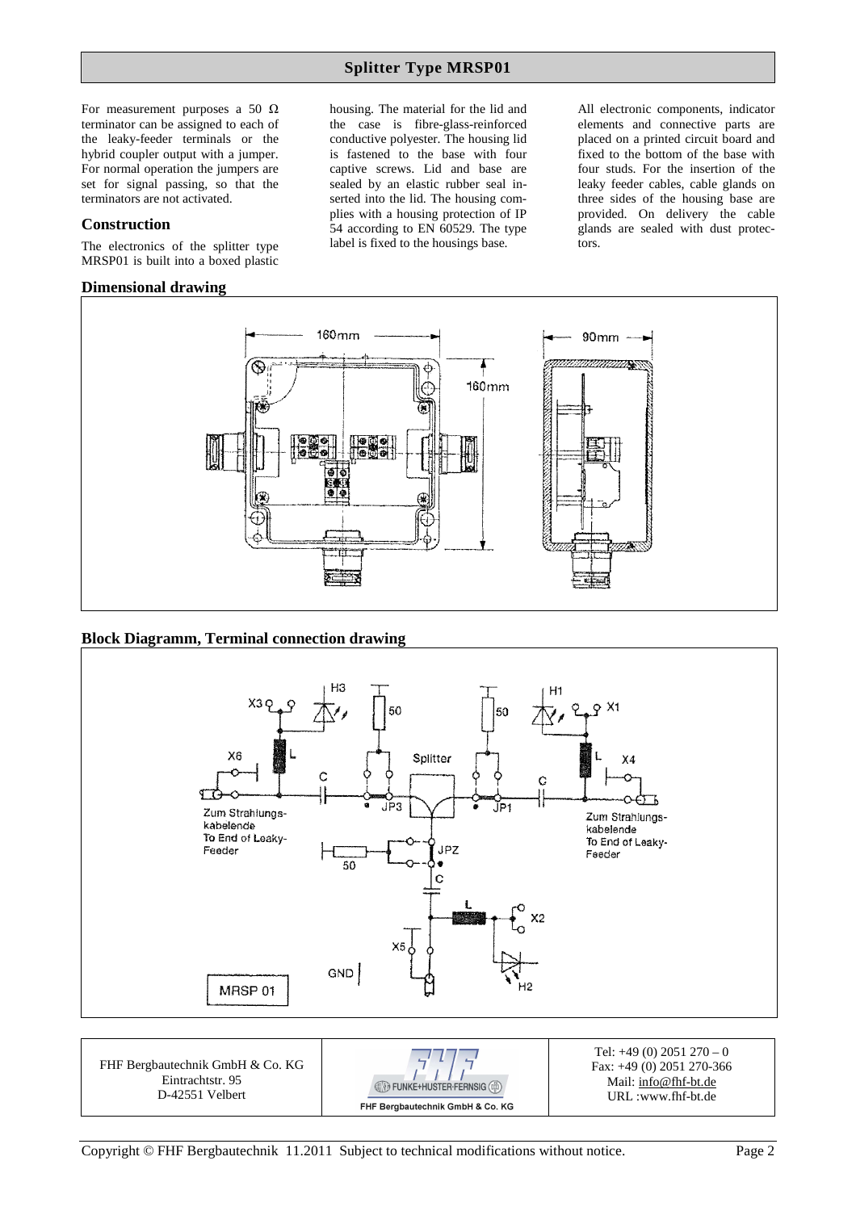## Splitter Type MRSP01

For measurement purposes a 50 Ω terminator can be assigned to each of the leaky-feeder terminals or the hybrid coupler output with a jumper. For normal operation the jumpers are set for signal passing, so that the terminators are not activated.

### Construction

The electronics of the splitter type MRSP01 is built into a boxed plastic housing. The material for the lid and the case is fibre-glass-reinforced conductive polyester. The housing lid is fastened to the base with four captive screws. Lid and base are sealed by an elastic rubber seal inserted into the lid. The housing complies with a housing protection of IP 54 according to EN 60529. The type label is fixed to the housings base.

All electronic components, indicator elements and connective parts are placed on a printed circuit board and fixed to the bottom of the base with four studs. For the insertion of the leaky feeder cables, cable glands on three sides of the housing base are provided. On delivery the cable glands are sealed with dust protectors.

### Dimensional drawing

160mm

160mm

90mm

### Block Diagramm, Terminal connection drawing

X3 H3 50 Splitter 50 H1 X1

X6 L C JP3 JP1 C L X4

Zum Strahlungs-kabelende
To End of Leaky-Feeder

Zum Strahlungs-kabelende
To End of Leaky-Feeder

50 JPZ C

L X2

X5

GND

H2

MRSP 01

| | | |
|---|---|---|
| FHF Bergbautechnik GmbH & Co. KG<br>Eintrachtstr. 95<br>D-42551 Velbert | FUNKE+HUSTER-FERNSIG<br>FHF Bergbautechnik GmbH & Co. KG | Tel: +49 (0) 2051 270 – 0<br>Fax: +49 (0) 2051 270-366<br>Mail: info@fhf-bt.de<br>URL :www.fhf-bt.de |

Copyright © FHF Bergbautechnik 11.2011 Subject to technical modifications without notice.